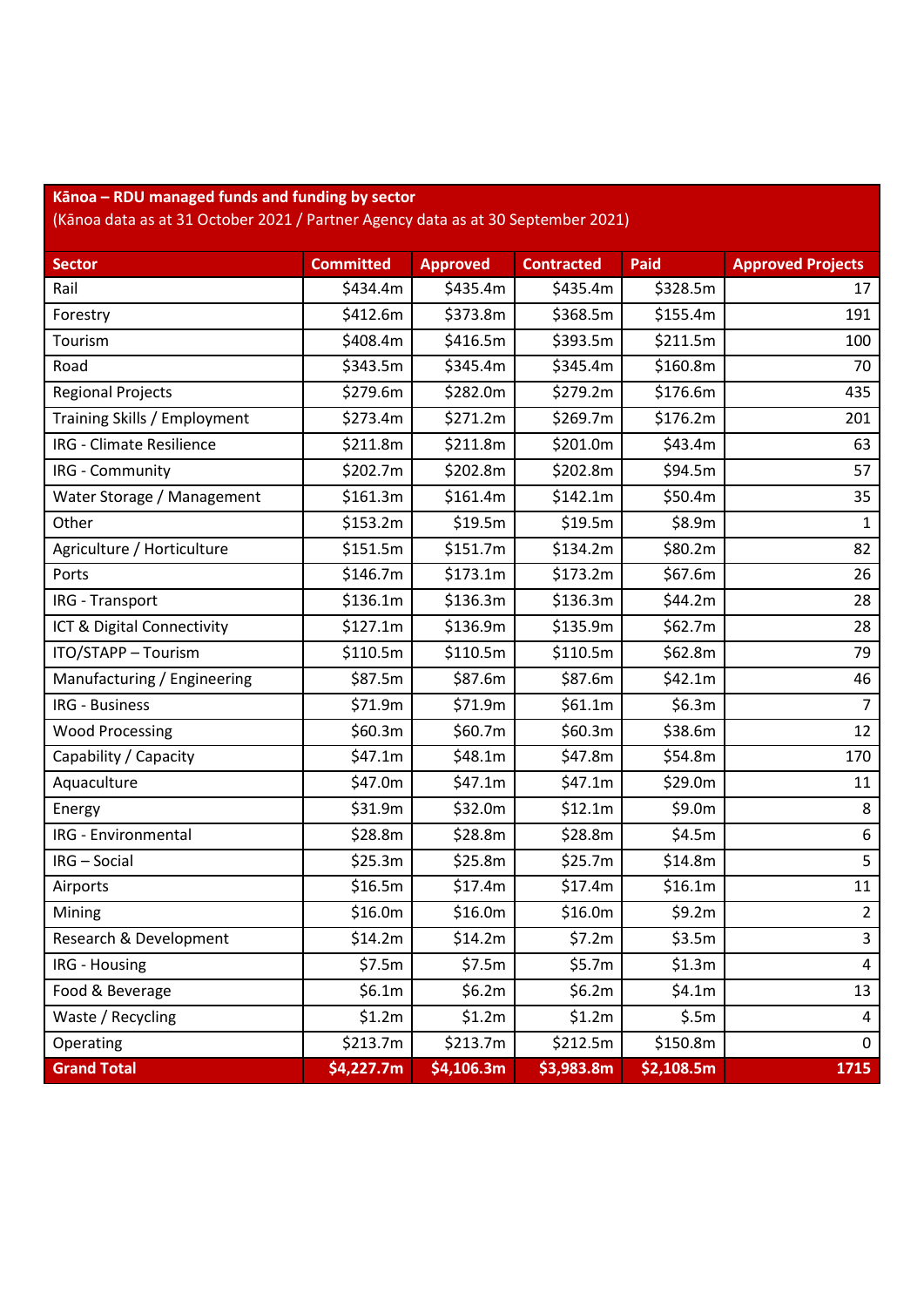**Kānoa – RDU managed funds and funding by sector**
(Kānoa data as at 31 October 2021 / Partner Agency data as at 30 September 2021)

| Sector | Committed | Approved | Contracted | Paid | Approved Projects |
|---|---|---|---|---|---|
| Rail | $434.4m | $435.4m | $435.4m | $328.5m | 17 |
| Forestry | $412.6m | $373.8m | $368.5m | $155.4m | 191 |
| Tourism | $408.4m | $416.5m | $393.5m | $211.5m | 100 |
| Road | $343.5m | $345.4m | $345.4m | $160.8m | 70 |
| Regional Projects | $279.6m | $282.0m | $279.2m | $176.6m | 435 |
| Training Skills / Employment | $273.4m | $271.2m | $269.7m | $176.2m | 201 |
| IRG - Climate Resilience | $211.8m | $211.8m | $201.0m | $43.4m | 63 |
| IRG - Community | $202.7m | $202.8m | $202.8m | $94.5m | 57 |
| Water Storage / Management | $161.3m | $161.4m | $142.1m | $50.4m | 35 |
| Other | $153.2m | $19.5m | $19.5m | $8.9m | 1 |
| Agriculture / Horticulture | $151.5m | $151.7m | $134.2m | $80.2m | 82 |
| Ports | $146.7m | $173.1m | $173.2m | $67.6m | 26 |
| IRG - Transport | $136.1m | $136.3m | $136.3m | $44.2m | 28 |
| ICT & Digital Connectivity | $127.1m | $136.9m | $135.9m | $62.7m | 28 |
| ITO/STAPP – Tourism | $110.5m | $110.5m | $110.5m | $62.8m | 79 |
| Manufacturing / Engineering | $87.5m | $87.6m | $87.6m | $42.1m | 46 |
| IRG - Business | $71.9m | $71.9m | $61.1m | $6.3m | 7 |
| Wood Processing | $60.3m | $60.7m | $60.3m | $38.6m | 12 |
| Capability / Capacity | $47.1m | $48.1m | $47.8m | $54.8m | 170 |
| Aquaculture | $47.0m | $47.1m | $47.1m | $29.0m | 11 |
| Energy | $31.9m | $32.0m | $12.1m | $9.0m | 8 |
| IRG - Environmental | $28.8m | $28.8m | $28.8m | $4.5m | 6 |
| IRG – Social | $25.3m | $25.8m | $25.7m | $14.8m | 5 |
| Airports | $16.5m | $17.4m | $17.4m | $16.1m | 11 |
| Mining | $16.0m | $16.0m | $16.0m | $9.2m | 2 |
| Research & Development | $14.2m | $14.2m | $7.2m | $3.5m | 3 |
| IRG - Housing | $7.5m | $7.5m | $5.7m | $1.3m | 4 |
| Food & Beverage | $6.1m | $6.2m | $6.2m | $4.1m | 13 |
| Waste / Recycling | $1.2m | $1.2m | $1.2m | $.5m | 4 |
| Operating | $213.7m | $213.7m | $212.5m | $150.8m | 0 |
| **Grand Total** | **$4,227.7m** | **$4,106.3m** | **$3,983.8m** | **$2,108.5m** | **1715** |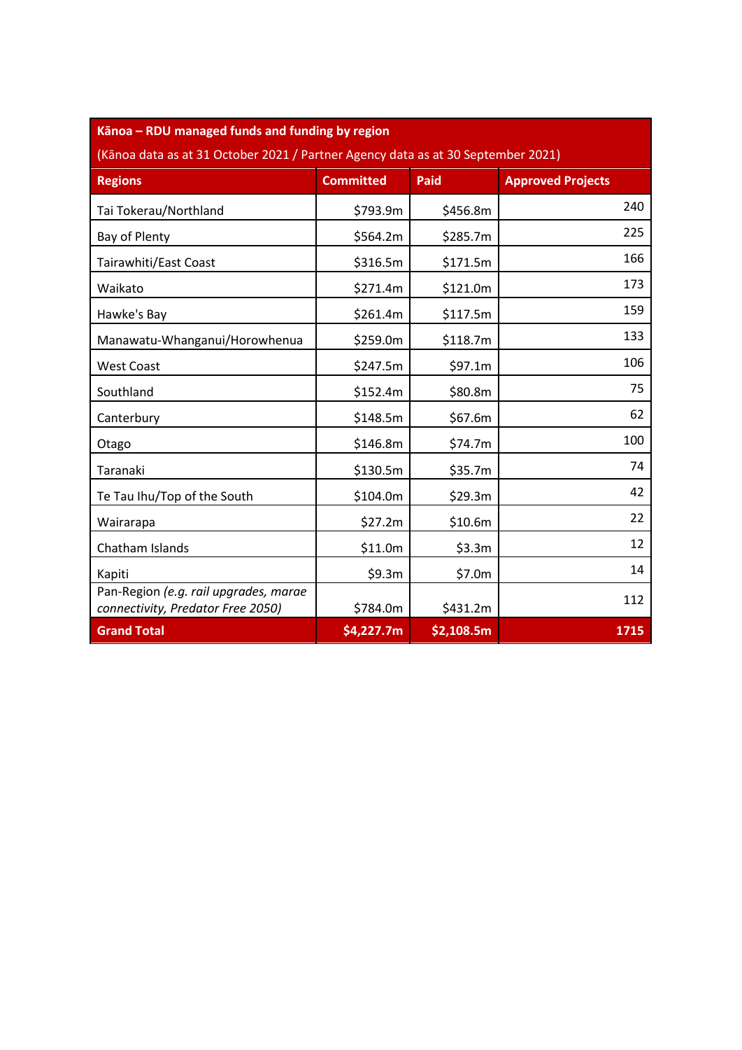| **Kānoa – RDU managed funds and funding by region**<br>(Kānoa data as at 31 October 2021 / Partner Agency data as at 30 September 2021) | | | |
|---|---|---|---|
| **Regions** | **Committed** | **Paid** | **Approved Projects** |
| Tai Tokerau/Northland | $793.9m | $456.8m | 240 |
| Bay of Plenty | $564.2m | $285.7m | 225 |
| Tairawhiti/East Coast | $316.5m | $171.5m | 166 |
| Waikato | $271.4m | $121.0m | 173 |
| Hawke's Bay | $261.4m | $117.5m | 159 |
| Manawatu-Whanganui/Horowhenua | $259.0m | $118.7m | 133 |
| West Coast | $247.5m | $97.1m | 106 |
| Southland | $152.4m | $80.8m | 75 |
| Canterbury | $148.5m | $67.6m | 62 |
| Otago | $146.8m | $74.7m | 100 |
| Taranaki | $130.5m | $35.7m | 74 |
| Te Tau Ihu/Top of the South | $104.0m | $29.3m | 42 |
| Wairarapa | $27.2m | $10.6m | 22 |
| Chatham Islands | $11.0m | $3.3m | 12 |
| Kapiti | $9.3m | $7.0m | 14 |
| Pan-Region *(e.g. rail upgrades, marae connectivity, Predator Free 2050)* | $784.0m | $431.2m | 112 |
| **Grand Total** | **$4,227.7m** | **$2,108.5m** | **1715** |